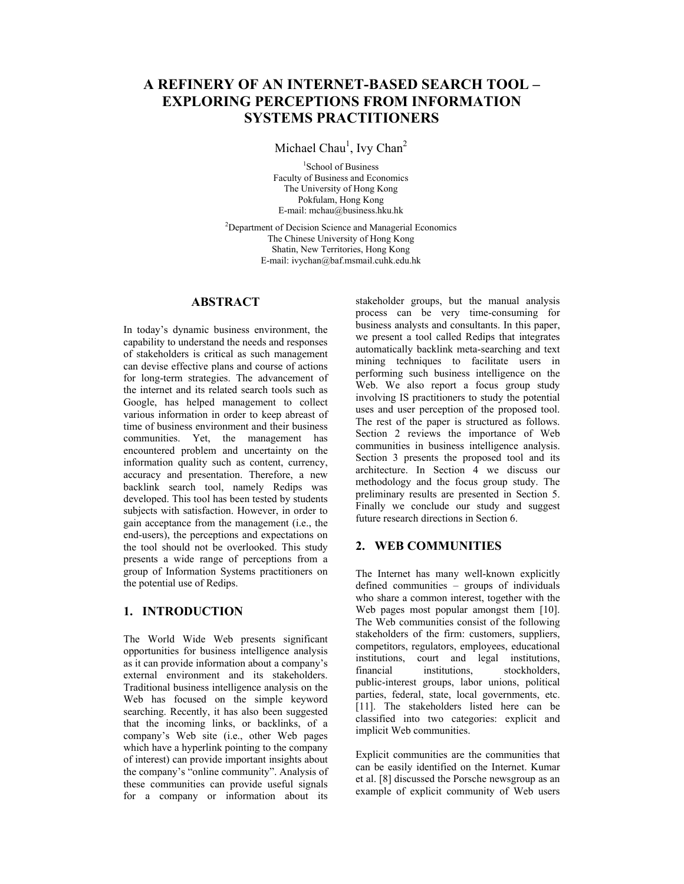# A REFINERY OF AN INTERNET-BASED SEARCH TOOL – EXPLORING PERCEPTIONS FROM INFORMATION SYSTEMS PRACTITIONERS

Michael Chau[1], Ivy Chan[2]

[1]School of Business
Faculty of Business and Economics
The University of Hong Kong
Pokfulam, Hong Kong
E-mail: mchau@business.hku.hk

[2]Department of Decision Science and Managerial Economics
The Chinese University of Hong Kong
Shatin, New Territories, Hong Kong
E-mail: ivychan@baf.msmail.cuhk.edu.hk

## ABSTRACT

In today's dynamic business environment, the capability to understand the needs and responses of stakeholders is critical as such management can devise effective plans and course of actions for long-term strategies. The advancement of the internet and its related search tools such as Google, has helped management to collect various information in order to keep abreast of time of business environment and their business communities. Yet, the management has encountered problem and uncertainty on the information quality such as content, currency, accuracy and presentation. Therefore, a new backlink search tool, namely Redips was developed. This tool has been tested by students subjects with satisfaction. However, in order to gain acceptance from the management (i.e., the end-users), the perceptions and expectations on the tool should not be overlooked. This study presents a wide range of perceptions from a group of Information Systems practitioners on the potential use of Redips.

## 1. INTRODUCTION

The World Wide Web presents significant opportunities for business intelligence analysis as it can provide information about a company's external environment and its stakeholders. Traditional business intelligence analysis on the Web has focused on the simple keyword searching. Recently, it has also been suggested that the incoming links, or backlinks, of a company's Web site (i.e., other Web pages which have a hyperlink pointing to the company of interest) can provide important insights about the company's "online community". Analysis of these communities can provide useful signals for a company or information about its stakeholder groups, but the manual analysis process can be very time-consuming for business analysts and consultants. In this paper, we present a tool called Redips that integrates automatically backlink meta-searching and text mining techniques to facilitate users in performing such business intelligence on the Web. We also report a focus group study involving IS practitioners to study the potential uses and user perception of the proposed tool. The rest of the paper is structured as follows. Section 2 reviews the importance of Web communities in business intelligence analysis. Section 3 presents the proposed tool and its architecture. In Section 4 we discuss our methodology and the focus group study. The preliminary results are presented in Section 5. Finally we conclude our study and suggest future research directions in Section 6.

## 2. WEB COMMUNITIES

The Internet has many well-known explicitly defined communities – groups of individuals who share a common interest, together with the Web pages most popular amongst them [10]. The Web communities consist of the following stakeholders of the firm: customers, suppliers, competitors, regulators, employees, educational institutions, court and legal institutions, financial institutions, stockholders, public-interest groups, labor unions, political parties, federal, state, local governments, etc. [11]. The stakeholders listed here can be classified into two categories: explicit and implicit Web communities.

Explicit communities are the communities that can be easily identified on the Internet. Kumar et al. [8] discussed the Porsche newsgroup as an example of explicit community of Web users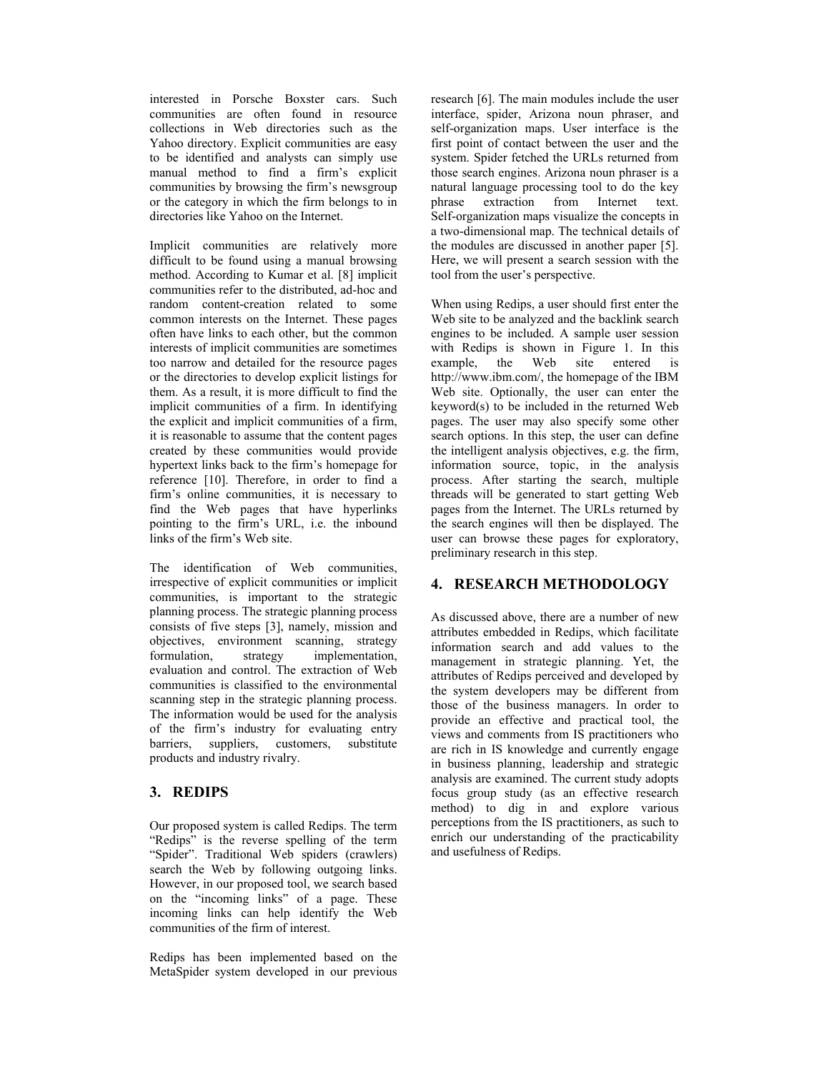interested in Porsche Boxster cars. Such communities are often found in resource collections in Web directories such as the Yahoo directory. Explicit communities are easy to be identified and analysts can simply use manual method to find a firm's explicit communities by browsing the firm's newsgroup or the category in which the firm belongs to in directories like Yahoo on the Internet.

Implicit communities are relatively more difficult to be found using a manual browsing method. According to Kumar et al. [8] implicit communities refer to the distributed, ad-hoc and random content-creation related to some common interests on the Internet. These pages often have links to each other, but the common interests of implicit communities are sometimes too narrow and detailed for the resource pages or the directories to develop explicit listings for them. As a result, it is more difficult to find the implicit communities of a firm. In identifying the explicit and implicit communities of a firm, it is reasonable to assume that the content pages created by these communities would provide hypertext links back to the firm's homepage for reference [10]. Therefore, in order to find a firm's online communities, it is necessary to find the Web pages that have hyperlinks pointing to the firm's URL, i.e. the inbound links of the firm's Web site.

The identification of Web communities, irrespective of explicit communities or implicit communities, is important to the strategic planning process. The strategic planning process consists of five steps [3], namely, mission and objectives, environment scanning, strategy formulation, strategy implementation, evaluation and control. The extraction of Web communities is classified to the environmental scanning step in the strategic planning process. The information would be used for the analysis of the firm's industry for evaluating entry barriers, suppliers, customers, substitute products and industry rivalry.

## 3. REDIPS

Our proposed system is called Redips. The term "Redips" is the reverse spelling of the term "Spider". Traditional Web spiders (crawlers) search the Web by following outgoing links. However, in our proposed tool, we search based on the "incoming links" of a page. These incoming links can help identify the Web communities of the firm of interest.

Redips has been implemented based on the MetaSpider system developed in our previous research [6]. The main modules include the user interface, spider, Arizona noun phraser, and self-organization maps. User interface is the first point of contact between the user and the system. Spider fetched the URLs returned from those search engines. Arizona noun phraser is a natural language processing tool to do the key phrase extraction from Internet text. Self-organization maps visualize the concepts in a two-dimensional map. The technical details of the modules are discussed in another paper [5]. Here, we will present a search session with the tool from the user's perspective.

When using Redips, a user should first enter the Web site to be analyzed and the backlink search engines to be included. A sample user session with Redips is shown in Figure 1. In this example, the Web site entered is http://www.ibm.com/, the homepage of the IBM Web site. Optionally, the user can enter the keyword(s) to be included in the returned Web pages. The user may also specify some other search options. In this step, the user can define the intelligent analysis objectives, e.g. the firm, information source, topic, in the analysis process. After starting the search, multiple threads will be generated to start getting Web pages from the Internet. The URLs returned by the search engines will then be displayed. The user can browse these pages for exploratory, preliminary research in this step.

## 4. RESEARCH METHODOLOGY

As discussed above, there are a number of new attributes embedded in Redips, which facilitate information search and add values to the management in strategic planning. Yet, the attributes of Redips perceived and developed by the system developers may be different from those of the business managers. In order to provide an effective and practical tool, the views and comments from IS practitioners who are rich in IS knowledge and currently engage in business planning, leadership and strategic analysis are examined. The current study adopts focus group study (as an effective research method) to dig in and explore various perceptions from the IS practitioners, as such to enrich our understanding of the practicability and usefulness of Redips.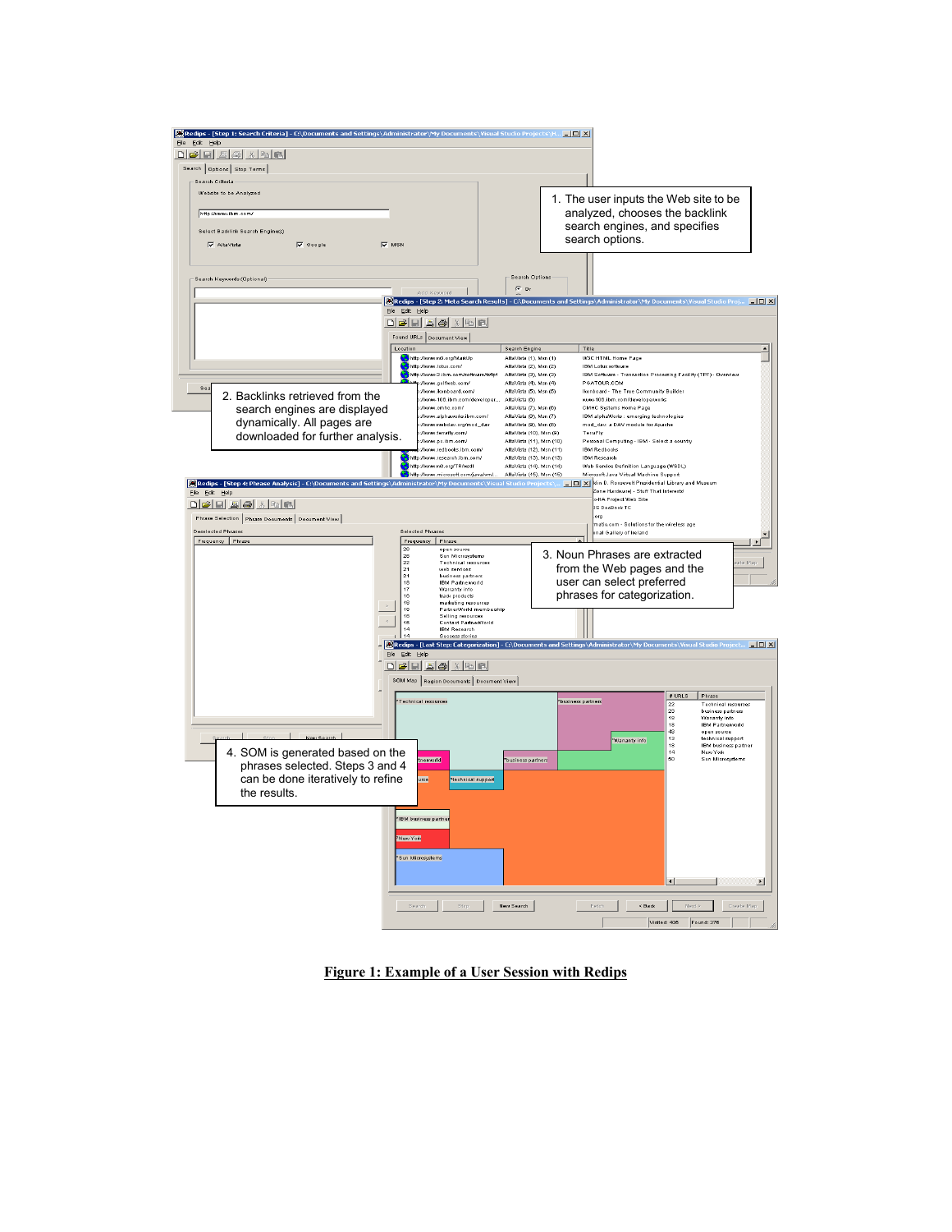1. The user inputs the Web site to be analyzed, chooses the backlink search engines, and specifies search options.

2. Backlinks retrieved from the search engines are displayed dynamically. All pages are downloaded for further analysis.

3. Noun Phrases are extracted from the Web pages and the user can select preferred phrases for categorization.

4. SOM is generated based on the phrases selected. Steps 3 and 4 can be done iteratively to refine the results.

**Figure 1: Example of a User Session with Redips**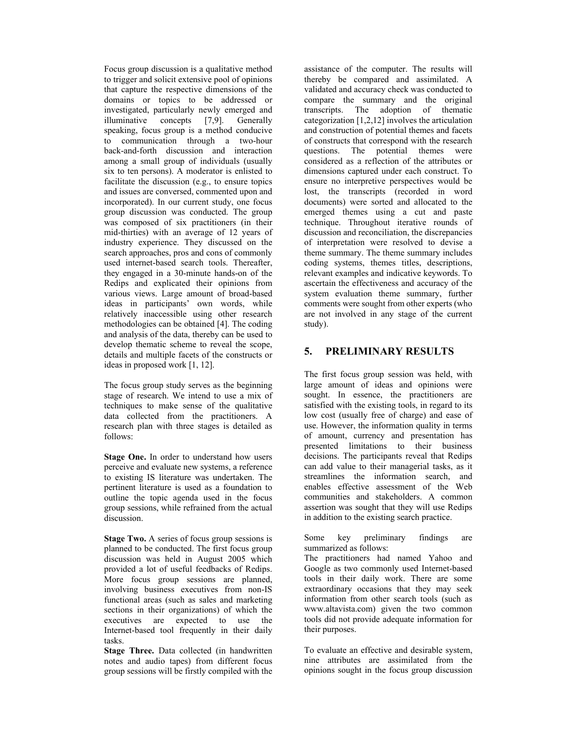Focus group discussion is a qualitative method to trigger and solicit extensive pool of opinions that capture the respective dimensions of the domains or topics to be addressed or investigated, particularly newly emerged and illuminative concepts [7,9]. Generally speaking, focus group is a method conducive to communication through a two-hour back-and-forth discussion and interaction among a small group of individuals (usually six to ten persons). A moderator is enlisted to facilitate the discussion (e.g., to ensure topics and issues are conversed, commented upon and incorporated). In our current study, one focus group discussion was conducted. The group was composed of six practitioners (in their mid-thirties) with an average of 12 years of industry experience. They discussed on the search approaches, pros and cons of commonly used internet-based search tools. Thereafter, they engaged in a 30-minute hands-on of the Redips and explicated their opinions from various views. Large amount of broad-based ideas in participants' own words, while relatively inaccessible using other research methodologies can be obtained [4]. The coding and analysis of the data, thereby can be used to develop thematic scheme to reveal the scope, details and multiple facets of the constructs or ideas in proposed work [1, 12].

The focus group study serves as the beginning stage of research. We intend to use a mix of techniques to make sense of the qualitative data collected from the practitioners. A research plan with three stages is detailed as follows:

**Stage One.** In order to understand how users perceive and evaluate new systems, a reference to existing IS literature was undertaken. The pertinent literature is used as a foundation to outline the topic agenda used in the focus group sessions, while refrained from the actual discussion.

**Stage Two.** A series of focus group sessions is planned to be conducted. The first focus group discussion was held in August 2005 which provided a lot of useful feedbacks of Redips. More focus group sessions are planned, involving business executives from non-IS functional areas (such as sales and marketing sections in their organizations) of which the executives are expected to use the Internet-based tool frequently in their daily tasks.

**Stage Three.** Data collected (in handwritten notes and audio tapes) from different focus group sessions will be firstly compiled with the assistance of the computer. The results will thereby be compared and assimilated. A validated and accuracy check was conducted to compare the summary and the original transcripts. The adoption of thematic categorization [1,2,12] involves the articulation and construction of potential themes and facets of constructs that correspond with the research questions. The potential themes were considered as a reflection of the attributes or dimensions captured under each construct. To ensure no interpretive perspectives would be lost, the transcripts (recorded in word documents) were sorted and allocated to the emerged themes using a cut and paste technique. Throughout iterative rounds of discussion and reconciliation, the discrepancies of interpretation were resolved to devise a theme summary. The theme summary includes coding systems, themes titles, descriptions, relevant examples and indicative keywords. To ascertain the effectiveness and accuracy of the system evaluation theme summary, further comments were sought from other experts (who are not involved in any stage of the current study).

## 5. PRELIMINARY RESULTS

The first focus group session was held, with large amount of ideas and opinions were sought. In essence, the practitioners are satisfied with the existing tools, in regard to its low cost (usually free of charge) and ease of use. However, the information quality in terms of amount, currency and presentation has presented limitations to their business decisions. The participants reveal that Redips can add value to their managerial tasks, as it streamlines the information search, and enables effective assessment of the Web communities and stakeholders. A common assertion was sought that they will use Redips in addition to the existing search practice.

Some key preliminary findings are summarized as follows:

The practitioners had named Yahoo and Google as two commonly used Internet-based tools in their daily work. There are some extraordinary occasions that they may seek information from other search tools (such as www.altavista.com) given the two common tools did not provide adequate information for their purposes.

To evaluate an effective and desirable system, nine attributes are assimilated from the opinions sought in the focus group discussion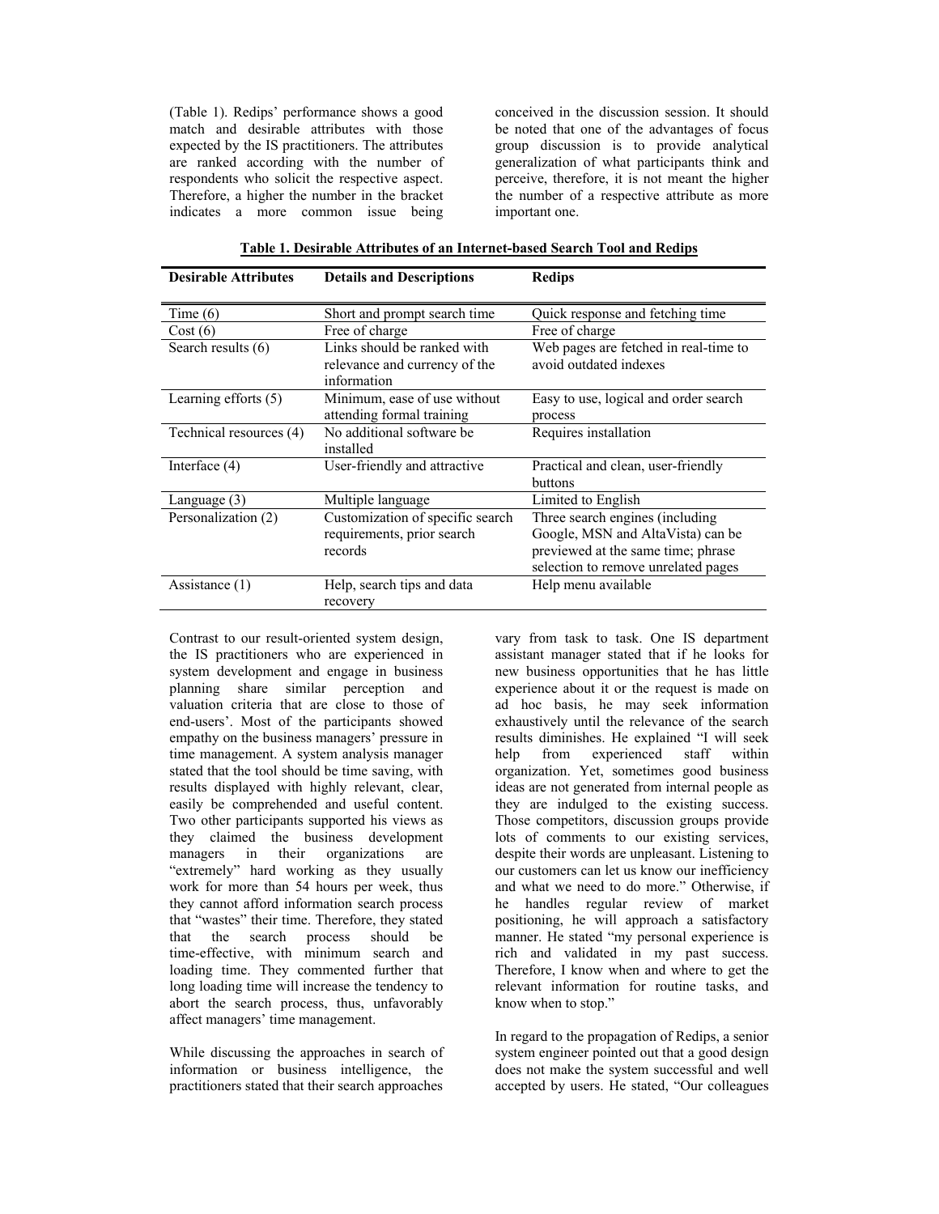(Table 1). Redips' performance shows a good match and desirable attributes with those expected by the IS practitioners. The attributes are ranked according with the number of respondents who solicit the respective aspect. Therefore, a higher the number in the bracket indicates a more common issue being conceived in the discussion session. It should be noted that one of the advantages of focus group discussion is to provide analytical generalization of what participants think and perceive, therefore, it is not meant the higher the number of a respective attribute as more important one.

**Table 1. Desirable Attributes of an Internet-based Search Tool and Redips**

| Desirable Attributes | Details and Descriptions | Redips |
|---|---|---|
| Time (6) | Short and prompt search time | Quick response and fetching time |
| Cost (6) | Free of charge | Free of charge |
| Search results (6) | Links should be ranked with relevance and currency of the information | Web pages are fetched in real-time to avoid outdated indexes |
| Learning efforts (5) | Minimum, ease of use without attending formal training | Easy to use, logical and order search process |
| Technical resources (4) | No additional software be installed | Requires installation |
| Interface (4) | User-friendly and attractive | Practical and clean, user-friendly buttons |
| Language (3) | Multiple language | Limited to English |
| Personalization (2) | Customization of specific search requirements, prior search records | Three search engines (including Google, MSN and AltaVista) can be previewed at the same time; phrase selection to remove unrelated pages |
| Assistance (1) | Help, search tips and data recovery | Help menu available |

Contrast to our result-oriented system design, the IS practitioners who are experienced in system development and engage in business planning share similar perception and valuation criteria that are close to those of end-users'. Most of the participants showed empathy on the business managers' pressure in time management. A system analysis manager stated that the tool should be time saving, with results displayed with highly relevant, clear, easily be comprehended and useful content. Two other participants supported his views as they claimed the business development managers in their organizations are "extremely" hard working as they usually work for more than 54 hours per week, thus they cannot afford information search process that "wastes" their time. Therefore, they stated that the search process should be time-effective, with minimum search and loading time. They commented further that long loading time will increase the tendency to abort the search process, thus, unfavorably affect managers' time management.

While discussing the approaches in search of information or business intelligence, the practitioners stated that their search approaches vary from task to task. One IS department assistant manager stated that if he looks for new business opportunities that he has little experience about it or the request is made on ad hoc basis, he may seek information exhaustively until the relevance of the search results diminishes. He explained "I will seek help from experienced staff within organization. Yet, sometimes good business ideas are not generated from internal people as they are indulged to the existing success. Those competitors, discussion groups provide lots of comments to our existing services, despite their words are unpleasant. Listening to our customers can let us know our inefficiency and what we need to do more." Otherwise, if he handles regular review of market positioning, he will approach a satisfactory manner. He stated "my personal experience is rich and validated in my past success. Therefore, I know when and where to get the relevant information for routine tasks, and know when to stop."

In regard to the propagation of Redips, a senior system engineer pointed out that a good design does not make the system successful and well accepted by users. He stated, "Our colleagues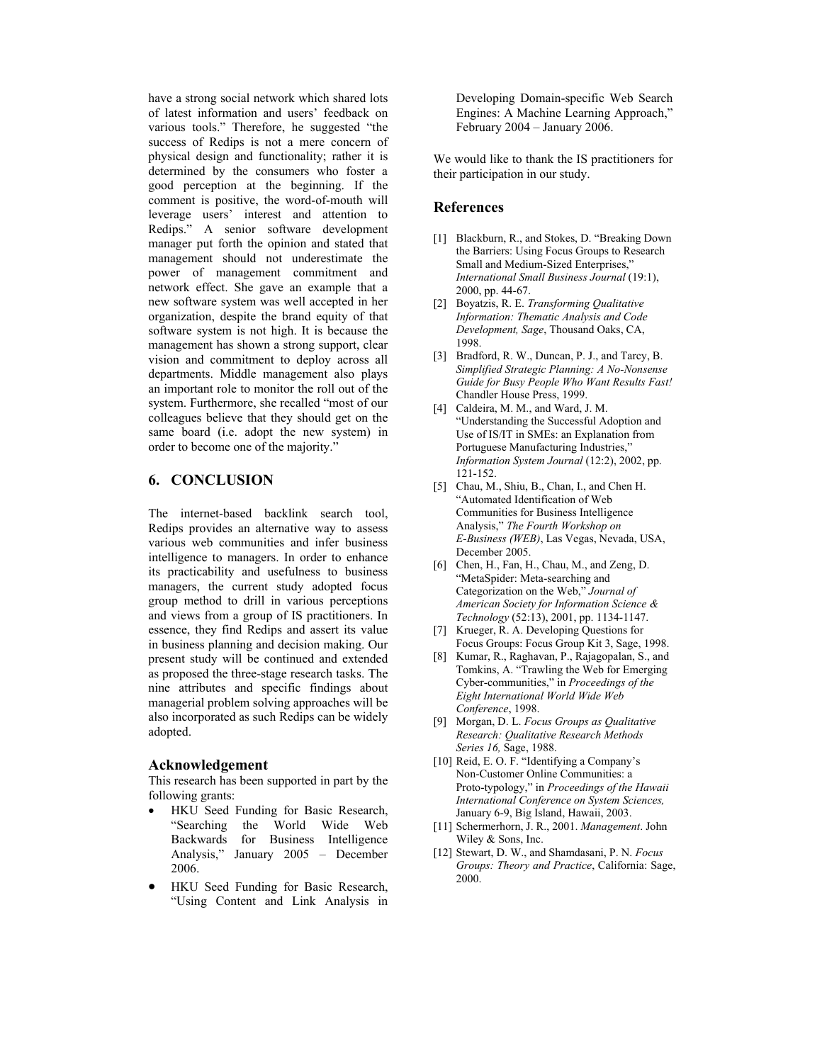have a strong social network which shared lots of latest information and users' feedback on various tools." Therefore, he suggested "the success of Redips is not a mere concern of physical design and functionality; rather it is determined by the consumers who foster a good perception at the beginning. If the comment is positive, the word-of-mouth will leverage users' interest and attention to Redips." A senior software development manager put forth the opinion and stated that management should not underestimate the power of management commitment and network effect. She gave an example that a new software system was well accepted in her organization, despite the brand equity of that software system is not high. It is because the management has shown a strong support, clear vision and commitment to deploy across all departments. Middle management also plays an important role to monitor the roll out of the system. Furthermore, she recalled "most of our colleagues believe that they should get on the same board (i.e. adopt the new system) in order to become one of the majority."

## 6. CONCLUSION

The internet-based backlink search tool, Redips provides an alternative way to assess various web communities and infer business intelligence to managers. In order to enhance its practicability and usefulness to business managers, the current study adopted focus group method to drill in various perceptions and views from a group of IS practitioners. In essence, they find Redips and assert its value in business planning and decision making. Our present study will be continued and extended as proposed the three-stage research tasks. The nine attributes and specific findings about managerial problem solving approaches will be also incorporated as such Redips can be widely adopted.

### Acknowledgement

This research has been supported in part by the following grants:

- HKU Seed Funding for Basic Research, "Searching the World Wide Web Backwards for Business Intelligence Analysis," January 2005 – December 2006.
- HKU Seed Funding for Basic Research, "Using Content and Link Analysis in Developing Domain-specific Web Search Engines: A Machine Learning Approach," February 2004 – January 2006.

We would like to thank the IS practitioners for their participation in our study.

## References

[1] Blackburn, R., and Stokes, D. "Breaking Down the Barriers: Using Focus Groups to Research Small and Medium-Sized Enterprises," *International Small Business Journal* (19:1), 2000, pp. 44-67.

[2] Boyatzis, R. E. *Transforming Qualitative Information: Thematic Analysis and Code Development, Sage*, Thousand Oaks, CA, 1998.

[3] Bradford, R. W., Duncan, P. J., and Tarcy, B. *Simplified Strategic Planning: A No-Nonsense Guide for Busy People Who Want Results Fast!* Chandler House Press, 1999.

[4] Caldeira, M. M., and Ward, J. M. "Understanding the Successful Adoption and Use of IS/IT in SMEs: an Explanation from Portuguese Manufacturing Industries," *Information System Journal* (12:2), 2002, pp. 121-152.

[5] Chau, M., Shiu, B., Chan, I., and Chen H. "Automated Identification of Web Communities for Business Intelligence Analysis," *The Fourth Workshop on E-Business (WEB)*, Las Vegas, Nevada, USA, December 2005.

[6] Chen, H., Fan, H., Chau, M., and Zeng, D. "MetaSpider: Meta-searching and Categorization on the Web," *Journal of American Society for Information Science & Technology* (52:13), 2001, pp. 1134-1147.

[7] Krueger, R. A. Developing Questions for Focus Groups: Focus Group Kit 3, Sage, 1998.

[8] Kumar, R., Raghavan, P., Rajagopalan, S., and Tomkins, A. "Trawling the Web for Emerging Cyber-communities," in *Proceedings of the Eight International World Wide Web Conference*, 1998.

[9] Morgan, D. L. *Focus Groups as Qualitative Research: Qualitative Research Methods Series 16,* Sage, 1988.

[10] Reid, E. O. F. "Identifying a Company's Non-Customer Online Communities: a Proto-typology," in *Proceedings of the Hawaii International Conference on System Sciences,* January 6-9, Big Island, Hawaii, 2003.

[11] Schermerhorn, J. R., 2001. *Management*. John Wiley & Sons, Inc.

[12] Stewart, D. W., and Shamdasani, P. N. *Focus Groups: Theory and Practice*, California: Sage, 2000.